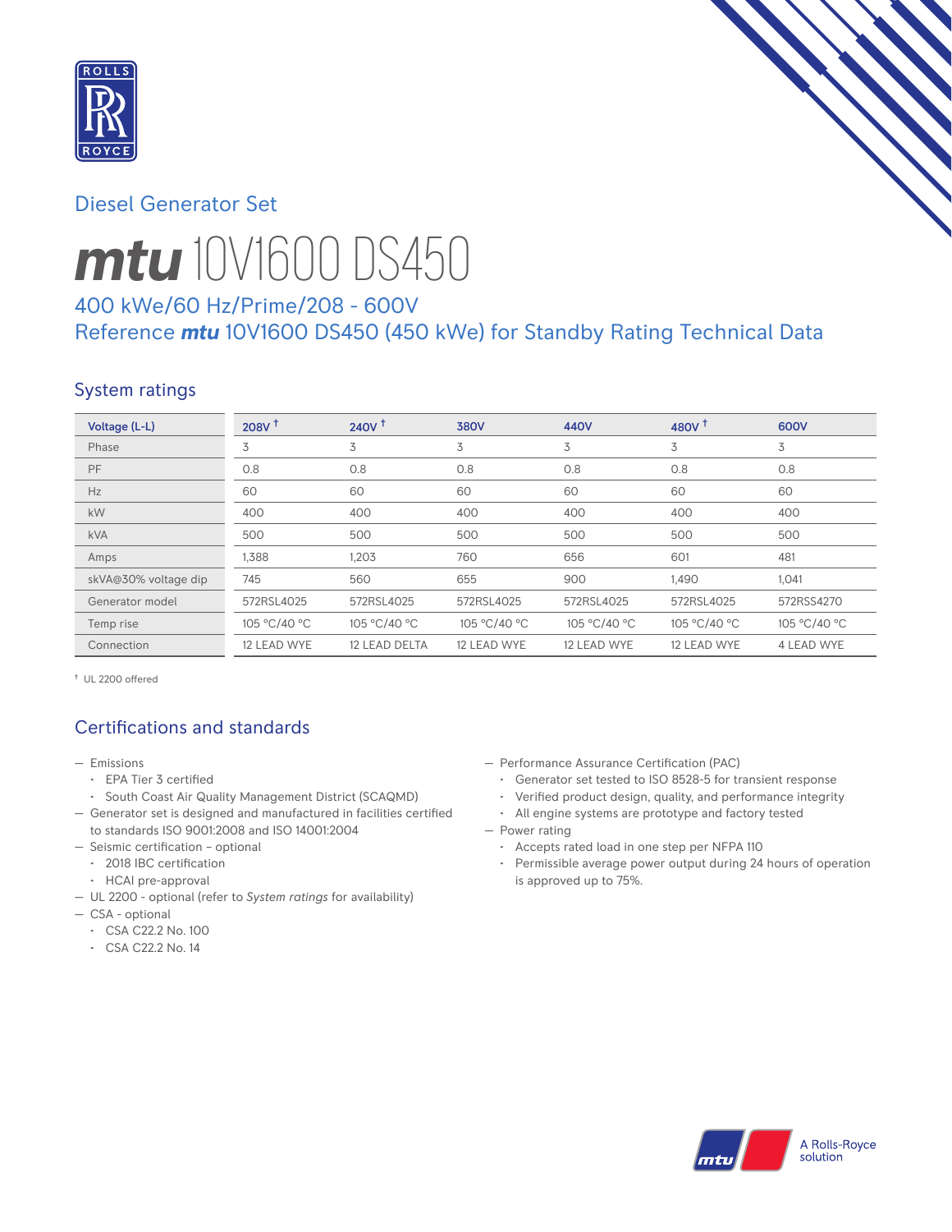Diesel Generator Set

# *mtu* 10V1600 DS450

## 400 kWe/60 Hz/Prime/208 - 600V
## Reference *mtu* 10V1600 DS450 (450 kWe) for Standby Rating Technical Data

### System ratings

| Voltage (L-L) | 208V † | 240V † | 380V | 440V | 480V † | 600V |
|---|---|---|---|---|---|---|
| Phase | 3 | 3 | 3 | 3 | 3 | 3 |
| PF | 0.8 | 0.8 | 0.8 | 0.8 | 0.8 | 0.8 |
| Hz | 60 | 60 | 60 | 60 | 60 | 60 |
| kW | 400 | 400 | 400 | 400 | 400 | 400 |
| kVA | 500 | 500 | 500 | 500 | 500 | 500 |
| Amps | 1,388 | 1,203 | 760 | 656 | 601 | 481 |
| skVA@30% voltage dip | 745 | 560 | 655 | 900 | 1,490 | 1,041 |
| Generator model | 572RSL4025 | 572RSL4025 | 572RSL4025 | 572RSL4025 | 572RSL4025 | 572RSS4270 |
| Temp rise | 105 °C/40 °C | 105 °C/40 °C | 105 °C/40 °C | 105 °C/40 °C | 105 °C/40 °C | 105 °C/40 °C |
| Connection | 12 LEAD WYE | 12 LEAD DELTA | 12 LEAD WYE | 12 LEAD WYE | 12 LEAD WYE | 4 LEAD WYE |

† UL 2200 offered

### Certifications and standards

- Emissions
  - EPA Tier 3 certified
  - South Coast Air Quality Management District (SCAQMD)
- Generator set is designed and manufactured in facilities certified to standards ISO 9001:2008 and ISO 14001:2004
- Seismic certification – optional
  - 2018 IBC certification
  - HCAI pre-approval
- UL 2200 - optional (refer to *System ratings* for availability)
- CSA - optional
  - CSA C22.2 No. 100
  - CSA C22.2 No. 14
- Performance Assurance Certification (PAC)
  - Generator set tested to ISO 8528-5 for transient response
  - Verified product design, quality, and performance integrity
  - All engine systems are prototype and factory tested
- Power rating
  - Accepts rated load in one step per NFPA 110
  - Permissible average power output during 24 hours of operation is approved up to 75%.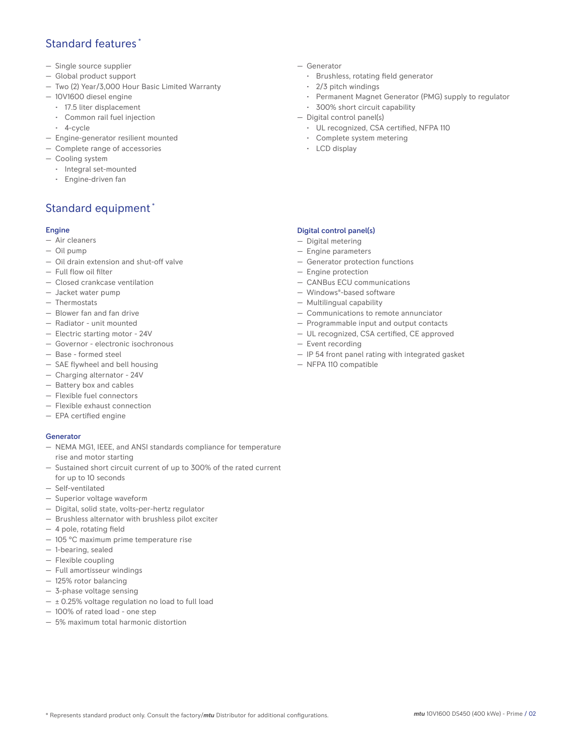## Standard features *

- Single source supplier
- Global product support
- Two (2) Year/3,000 Hour Basic Limited Warranty
- 10V1600 diesel engine
  - 17.5 liter displacement
  - Common rail fuel injection
  - 4-cycle
- Engine-generator resilient mounted
- Complete range of accessories
- Cooling system
  - Integral set-mounted
  - Engine-driven fan
- Generator
  - Brushless, rotating field generator
  - 2/3 pitch windings
  - Permanent Magnet Generator (PMG) supply to regulator
  - 300% short circuit capability
- Digital control panel(s)
  - UL recognized, CSA certified, NFPA 110
  - Complete system metering
  - LCD display

## Standard equipment *

### Engine

- Air cleaners
- Oil pump
- Oil drain extension and shut-off valve
- Full flow oil filter
- Closed crankcase ventilation
- Jacket water pump
- Thermostats
- Blower fan and fan drive
- Radiator - unit mounted
- Electric starting motor - 24V
- Governor - electronic isochronous
- Base - formed steel
- SAE flywheel and bell housing
- Charging alternator - 24V
- Battery box and cables
- Flexible fuel connectors
- Flexible exhaust connection
- EPA certified engine

### Generator

- NEMA MG1, IEEE, and ANSI standards compliance for temperature rise and motor starting
- Sustained short circuit current of up to 300% of the rated current for up to 10 seconds
- Self-ventilated
- Superior voltage waveform
- Digital, solid state, volts-per-hertz regulator
- Brushless alternator with brushless pilot exciter
- 4 pole, rotating field
- 105 °C maximum prime temperature rise
- 1-bearing, sealed
- Flexible coupling
- Full amortisseur windings
- 125% rotor balancing
- 3-phase voltage sensing
- ± 0.25% voltage regulation no load to full load
- 100% of rated load - one step
- 5% maximum total harmonic distortion

### Digital control panel(s)

- Digital metering
- Engine parameters
- Generator protection functions
- Engine protection
- CANBus ECU communications
- Windows®-based software
- Multilingual capability
- Communications to remote annunciator
- Programmable input and output contacts
- UL recognized, CSA certified, CE approved
- Event recording
- IP 54 front panel rating with integrated gasket
- NFPA 110 compatible

* Represents standard product only. Consult the factory/***mtu*** Distributor for additional configurations.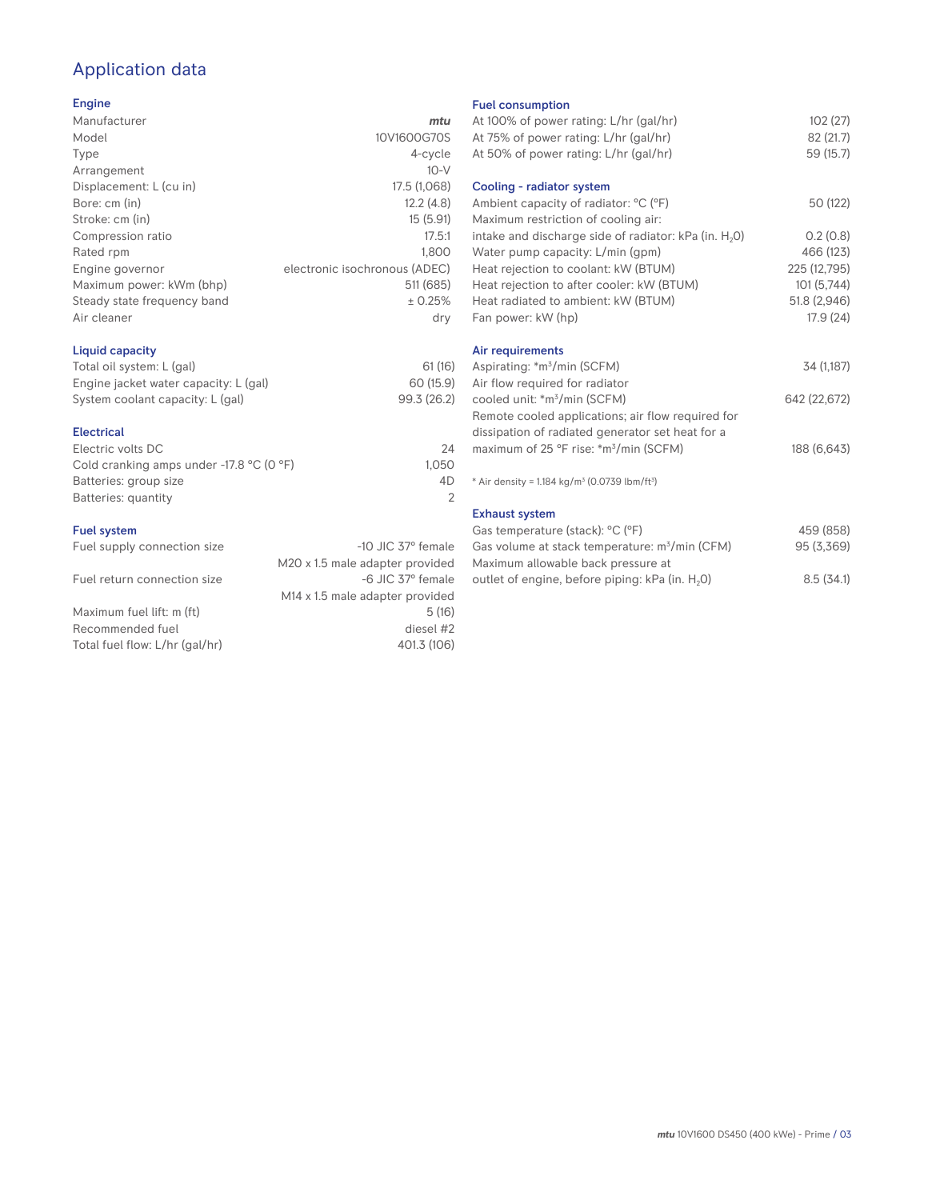## Application data

### Engine

| | |
|---|---|
| Manufacturer | *mtu* |
| Model | 10V1600G70S |
| Type | 4-cycle |
| Arrangement | 10-V |
| Displacement: L (cu in) | 17.5 (1,068) |
| Bore: cm (in) | 12.2 (4.8) |
| Stroke: cm (in) | 15 (5.91) |
| Compression ratio | 17.5:1 |
| Rated rpm | 1,800 |
| Engine governor | electronic isochronous (ADEC) |
| Maximum power: kWm (bhp) | 511 (685) |
| Steady state frequency band | ± 0.25% |
| Air cleaner | dry |

### Liquid capacity

| | |
|---|---|
| Total oil system: L (gal) | 61 (16) |
| Engine jacket water capacity: L (gal) | 60 (15.9) |
| System coolant capacity: L (gal) | 99.3 (26.2) |

### Electrical

| | |
|---|---|
| Electric volts DC | 24 |
| Cold cranking amps under -17.8 °C (0 °F) | 1,050 |
| Batteries: group size | 4D |
| Batteries: quantity | 2 |

### Fuel system

| | |
|---|---|
| Fuel supply connection size | -10 JIC 37° female<br>M20 x 1.5 male adapter provided |
| Fuel return connection size | -6 JIC 37° female<br>M14 x 1.5 male adapter provided |
| Maximum fuel lift: m (ft) | 5 (16) |
| Recommended fuel | diesel #2 |
| Total fuel flow: L/hr (gal/hr) | 401.3 (106) |

### Fuel consumption

| | |
|---|---|
| At 100% of power rating: L/hr (gal/hr) | 102 (27) |
| At 75% of power rating: L/hr (gal/hr) | 82 (21.7) |
| At 50% of power rating: L/hr (gal/hr) | 59 (15.7) |

### Cooling - radiator system

| | |
|---|---|
| Ambient capacity of radiator: °C (°F) | 50 (122) |
| Maximum restriction of cooling air: intake and discharge side of radiator: kPa (in. $H_2O$) | 0.2 (0.8) |
| Water pump capacity: L/min (gpm) | 466 (123) |
| Heat rejection to coolant: kW (BTUM) | 225 (12,795) |
| Heat rejection to after cooler: kW (BTUM) | 101 (5,744) |
| Heat radiated to ambient: kW (BTUM) | 51.8 (2,946) |
| Fan power: kW (hp) | 17.9 (24) |

### Air requirements

| | |
|---|---|
| Aspirating: *$m^3$/min (SCFM) | 34 (1,187) |
| Air flow required for radiator cooled unit: *$m^3$/min (SCFM) | 642 (22,672) |
| Remote cooled applications; air flow required for dissipation of radiated generator set heat for a maximum of 25 °F rise: *$m^3$/min (SCFM) | 188 (6,643) |

* Air density = 1.184 kg/$m^3$ (0.0739 lbm/$ft^3$)

### Exhaust system

| | |
|---|---|
| Gas temperature (stack): °C (°F) | 459 (858) |
| Gas volume at stack temperature: $m^3$/min (CFM) | 95 (3,369) |
| Maximum allowable back pressure at outlet of engine, before piping: kPa (in. $H_2O$) | 8.5 (34.1) |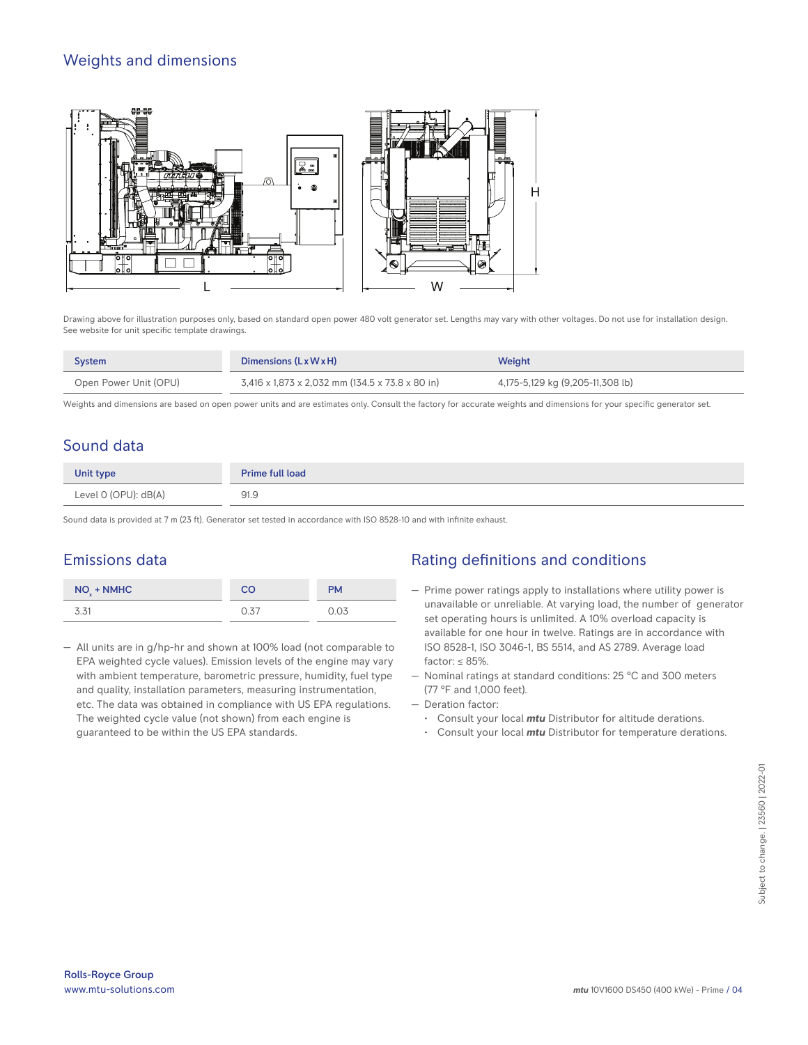## Weights and dimensions

L

W

H

Drawing above for illustration purposes only, based on standard open power 480 volt generator set. Lengths may vary with other voltages. Do not use for installation design. See website for unit specific template drawings.

| System | Dimensions (L x W x H) | Weight |
|---|---|---|
| Open Power Unit (OPU) | 3,416 x 1,873 x 2,032 mm (134.5 x 73.8 x 80 in) | 4,175-5,129 kg (9,205-11,308 lb) |

Weights and dimensions are based on open power units and are estimates only. Consult the factory for accurate weights and dimensions for your specific generator set.

## Sound data

| Unit type | Prime full load |
|---|---|
| Level 0 (OPU): dB(A) | 91.9 |

Sound data is provided at 7 m (23 ft). Generator set tested in accordance with ISO 8528-10 and with infinite exhaust.

## Emissions data

| $NO_x$ + NMHC | CO | PM |
|---|---|---|
| 3.31 | 0.37 | 0.03 |

— All units are in g/hp-hr and shown at 100% load (not comparable to EPA weighted cycle values). Emission levels of the engine may vary with ambient temperature, barometric pressure, humidity, fuel type and quality, installation parameters, measuring instrumentation, etc. The data was obtained in compliance with US EPA regulations. The weighted cycle value (not shown) from each engine is guaranteed to be within the US EPA standards.

## Rating definitions and conditions

— Prime power ratings apply to installations where utility power is unavailable or unreliable. At varying load, the number of generator set operating hours is unlimited. A 10% overload capacity is available for one hour in twelve. Ratings are in accordance with ISO 8528-1, ISO 3046-1, BS 5514, and AS 2789. Average load factor: ≤ 85%.

— Nominal ratings at standard conditions: 25 °C and 300 meters (77 °F and 1,000 feet).

— Deration factor:
- Consult your local ***mtu*** Distributor for altitude derations.
- Consult your local ***mtu*** Distributor for temperature derations.

Subject to change. | 23560 | 2022-01

Rolls-Royce Group
www.mtu-solutions.com

***mtu*** 10V1600 DS450 (400 kWe) - Prime